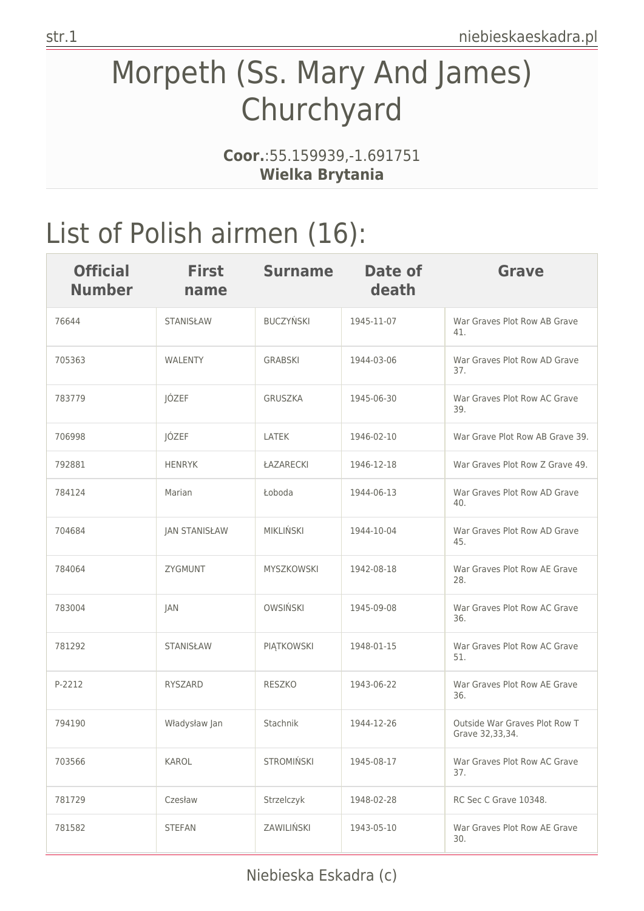# Morpeth (Ss. Mary And James) Churchyard

**Coor.**:55.159939,-1.691751
**Wielka Brytania**

## List of Polish airmen (16):

| Official Number | First name | Surname | Date of death | Grave |
|---|---|---|---|---|
| 76644 | STANISŁAW | BUCZYŃSKI | 1945-11-07 | War Graves Plot Row AB Grave 41. |
| 705363 | WALENTY | GRABSKI | 1944-03-06 | War Graves Plot Row AD Grave 37. |
| 783779 | JÓZEF | GRUSZKA | 1945-06-30 | War Graves Plot Row AC Grave 39. |
| 706998 | JÓZEF | LATEK | 1946-02-10 | War Grave Plot Row AB Grave 39. |
| 792881 | HENRYK | ŁAZARECKI | 1946-12-18 | War Graves Plot Row Z Grave 49. |
| 784124 | Marian | Łoboda | 1944-06-13 | War Graves Plot Row AD Grave 40. |
| 704684 | JAN STANISŁAW | MIKLIŃSKI | 1944-10-04 | War Graves Plot Row AD Grave 45. |
| 784064 | ZYGMUNT | MYSZKOWSKI | 1942-08-18 | War Graves Plot Row AE Grave 28. |
| 783004 | JAN | OWSIŃSKI | 1945-09-08 | War Graves Plot Row AC Grave 36. |
| 781292 | STANISŁAW | PIĄTKOWSKI | 1948-01-15 | War Graves Plot Row AC Grave 51. |
| P-2212 | RYSZARD | RESZKO | 1943-06-22 | War Graves Plot Row AE Grave 36. |
| 794190 | Władysław Jan | Stachnik | 1944-12-26 | Outside War Graves Plot Row T Grave 32,33,34. |
| 703566 | KAROL | STROMIŃSKI | 1945-08-17 | War Graves Plot Row AC Grave 37. |
| 781729 | Czesław | Strzelczyk | 1948-02-28 | RC Sec C Grave 10348. |
| 781582 | STEFAN | ZAWILIŃSKI | 1943-05-10 | War Graves Plot Row AE Grave 30. |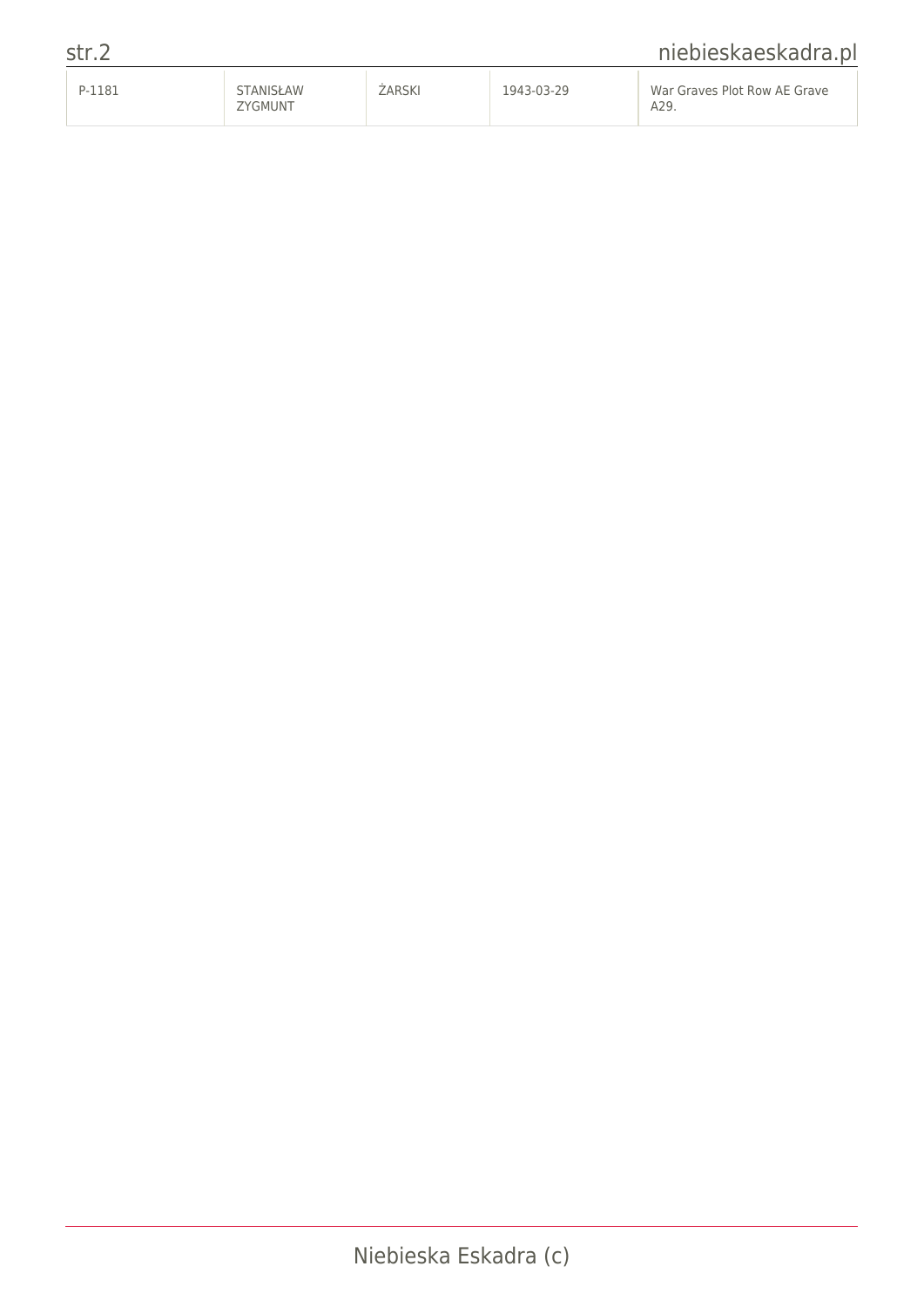| | | | | |
|---|---|---|---|---|
| P-1181 | STANISŁAW ZYGMUNT | ŻARSKI | 1943-03-29 | War Graves Plot Row AE Grave A29. |